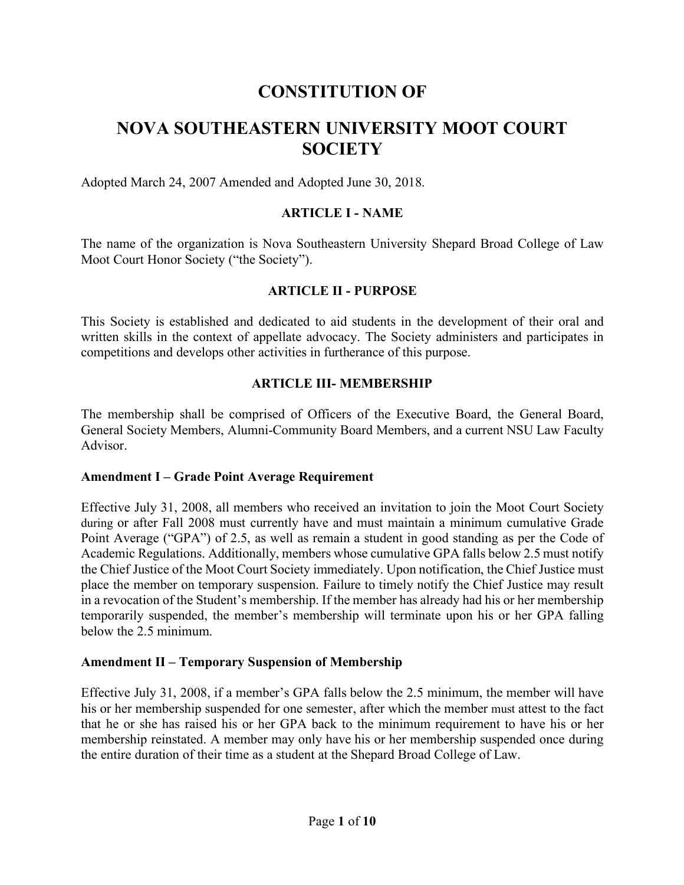# CONSTITUTION OF

# NOVA SOUTHEASTERN UNIVERSITY MOOT COURT SOCIETY

Adopted March 24, 2007 Amended and Adopted June 30, 2018.

## ARTICLE I - NAME

The name of the organization is Nova Southeastern University Shepard Broad College of Law Moot Court Honor Society ("the Society").

## ARTICLE II - PURPOSE

This Society is established and dedicated to aid students in the development of their oral and written skills in the context of appellate advocacy. The Society administers and participates in competitions and develops other activities in furtherance of this purpose.

## ARTICLE III- MEMBERSHIP

The membership shall be comprised of Officers of the Executive Board, the General Board, General Society Members, Alumni-Community Board Members, and a current NSU Law Faculty Advisor.

### Amendment I – Grade Point Average Requirement

Effective July 31, 2008, all members who received an invitation to join the Moot Court Society during or after Fall 2008 must currently have and must maintain a minimum cumulative Grade Point Average ("GPA") of 2.5, as well as remain a student in good standing as per the Code of Academic Regulations. Additionally, members whose cumulative GPA falls below 2.5 must notify the Chief Justice of the Moot Court Society immediately. Upon notification, the Chief Justice must place the member on temporary suspension. Failure to timely notify the Chief Justice may result in a revocation of the Student's membership. If the member has already had his or her membership temporarily suspended, the member's membership will terminate upon his or her GPA falling below the 2.5 minimum.

### Amendment II – Temporary Suspension of Membership

Effective July 31, 2008, if a member's GPA falls below the 2.5 minimum, the member will have his or her membership suspended for one semester, after which the member must attest to the fact that he or she has raised his or her GPA back to the minimum requirement to have his or her membership reinstated. A member may only have his or her membership suspended once during the entire duration of their time as a student at the Shepard Broad College of Law.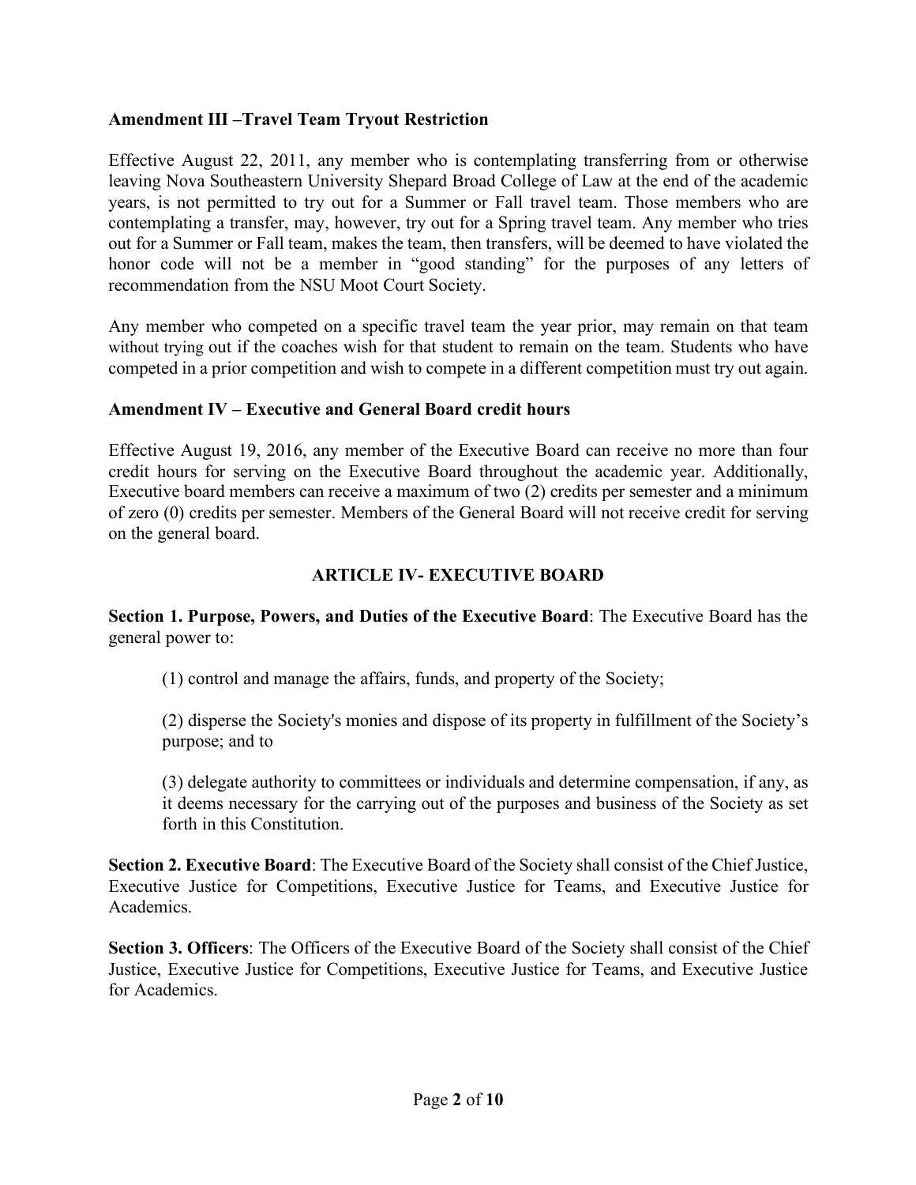**Amendment III –Travel Team Tryout Restriction**

Effective August 22, 2011, any member who is contemplating transferring from or otherwise leaving Nova Southeastern University Shepard Broad College of Law at the end of the academic years, is not permitted to try out for a Summer or Fall travel team. Those members who are contemplating a transfer, may, however, try out for a Spring travel team. Any member who tries out for a Summer or Fall team, makes the team, then transfers, will be deemed to have violated the honor code will not be a member in "good standing" for the purposes of any letters of recommendation from the NSU Moot Court Society.

Any member who competed on a specific travel team the year prior, may remain on that team without trying out if the coaches wish for that student to remain on the team. Students who have competed in a prior competition and wish to compete in a different competition must try out again.

**Amendment IV – Executive and General Board credit hours**

Effective August 19, 2016, any member of the Executive Board can receive no more than four credit hours for serving on the Executive Board throughout the academic year. Additionally, Executive board members can receive a maximum of two (2) credits per semester and a minimum of zero (0) credits per semester. Members of the General Board will not receive credit for serving on the general board.

## ARTICLE IV- EXECUTIVE BOARD

**Section 1. Purpose, Powers, and Duties of the Executive Board**: The Executive Board has the general power to:

(1) control and manage the affairs, funds, and property of the Society;

(2) disperse the Society's monies and dispose of its property in fulfillment of the Society's purpose; and to

(3) delegate authority to committees or individuals and determine compensation, if any, as it deems necessary for the carrying out of the purposes and business of the Society as set forth in this Constitution.

**Section 2. Executive Board**: The Executive Board of the Society shall consist of the Chief Justice, Executive Justice for Competitions, Executive Justice for Teams, and Executive Justice for Academics.

**Section 3. Officers**: The Officers of the Executive Board of the Society shall consist of the Chief Justice, Executive Justice for Competitions, Executive Justice for Teams, and Executive Justice for Academics.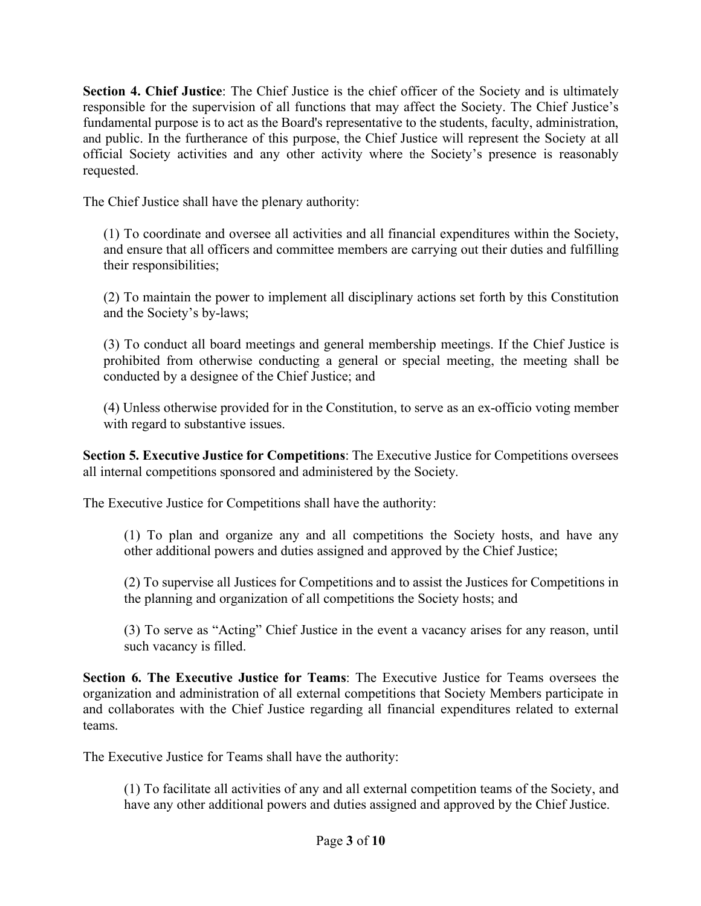**Section 4. Chief Justice**: The Chief Justice is the chief officer of the Society and is ultimately responsible for the supervision of all functions that may affect the Society. The Chief Justice's fundamental purpose is to act as the Board's representative to the students, faculty, administration, and public. In the furtherance of this purpose, the Chief Justice will represent the Society at all official Society activities and any other activity where the Society's presence is reasonably requested.

The Chief Justice shall have the plenary authority:

(1) To coordinate and oversee all activities and all financial expenditures within the Society, and ensure that all officers and committee members are carrying out their duties and fulfilling their responsibilities;

(2) To maintain the power to implement all disciplinary actions set forth by this Constitution and the Society's by-laws;

(3) To conduct all board meetings and general membership meetings. If the Chief Justice is prohibited from otherwise conducting a general or special meeting, the meeting shall be conducted by a designee of the Chief Justice; and

(4) Unless otherwise provided for in the Constitution, to serve as an ex-officio voting member with regard to substantive issues.

**Section 5. Executive Justice for Competitions**: The Executive Justice for Competitions oversees all internal competitions sponsored and administered by the Society.

The Executive Justice for Competitions shall have the authority:

(1) To plan and organize any and all competitions the Society hosts, and have any other additional powers and duties assigned and approved by the Chief Justice;

(2) To supervise all Justices for Competitions and to assist the Justices for Competitions in the planning and organization of all competitions the Society hosts; and

(3) To serve as "Acting" Chief Justice in the event a vacancy arises for any reason, until such vacancy is filled.

**Section 6. The Executive Justice for Teams**: The Executive Justice for Teams oversees the organization and administration of all external competitions that Society Members participate in and collaborates with the Chief Justice regarding all financial expenditures related to external teams.

The Executive Justice for Teams shall have the authority:

(1) To facilitate all activities of any and all external competition teams of the Society, and have any other additional powers and duties assigned and approved by the Chief Justice.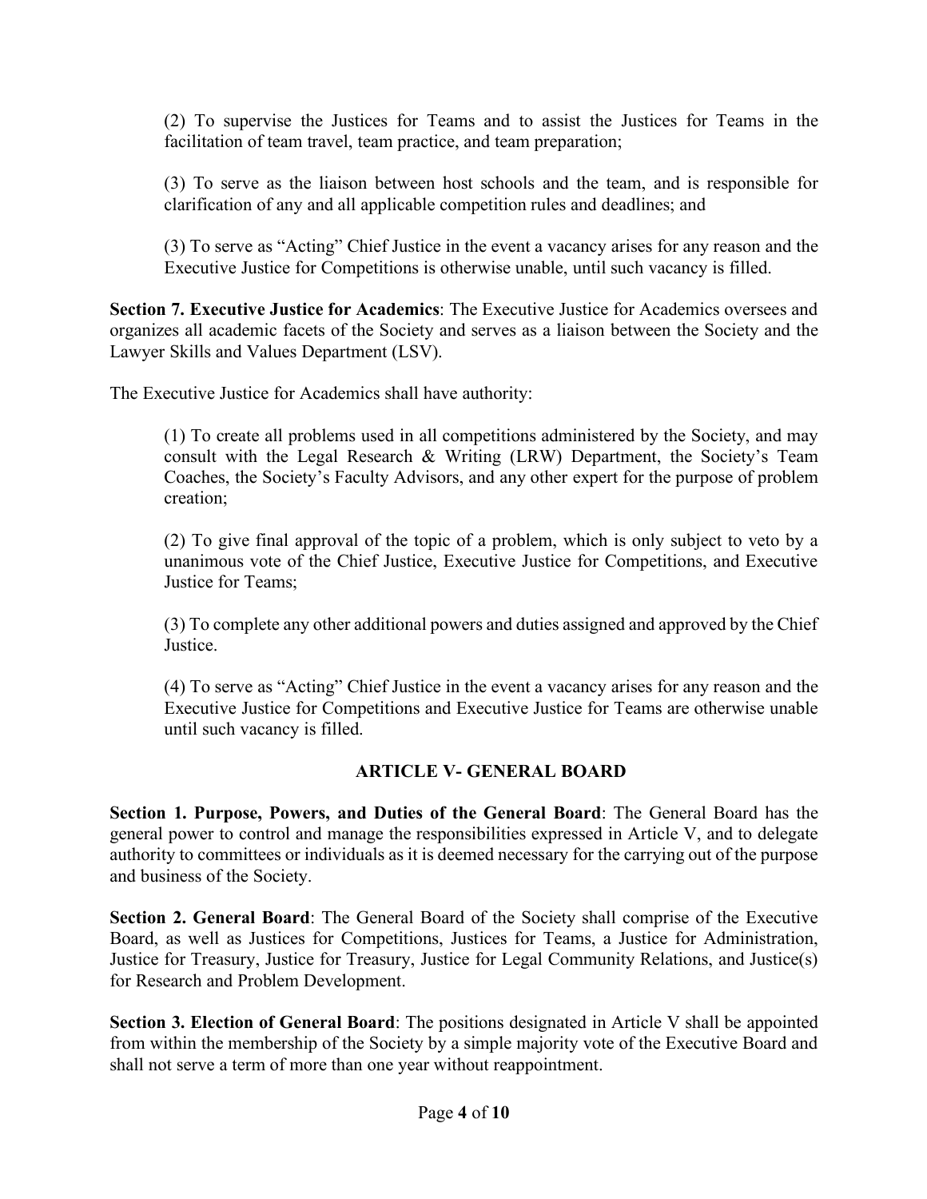(2) To supervise the Justices for Teams and to assist the Justices for Teams in the facilitation of team travel, team practice, and team preparation;

(3) To serve as the liaison between host schools and the team, and is responsible for clarification of any and all applicable competition rules and deadlines; and

(3) To serve as "Acting" Chief Justice in the event a vacancy arises for any reason and the Executive Justice for Competitions is otherwise unable, until such vacancy is filled.

**Section 7. Executive Justice for Academics**: The Executive Justice for Academics oversees and organizes all academic facets of the Society and serves as a liaison between the Society and the Lawyer Skills and Values Department (LSV).

The Executive Justice for Academics shall have authority:

(1) To create all problems used in all competitions administered by the Society, and may consult with the Legal Research & Writing (LRW) Department, the Society's Team Coaches, the Society's Faculty Advisors, and any other expert for the purpose of problem creation;

(2) To give final approval of the topic of a problem, which is only subject to veto by a unanimous vote of the Chief Justice, Executive Justice for Competitions, and Executive Justice for Teams;

(3) To complete any other additional powers and duties assigned and approved by the Chief Justice.

(4) To serve as "Acting" Chief Justice in the event a vacancy arises for any reason and the Executive Justice for Competitions and Executive Justice for Teams are otherwise unable until such vacancy is filled.

## ARTICLE V- GENERAL BOARD

**Section 1. Purpose, Powers, and Duties of the General Board**: The General Board has the general power to control and manage the responsibilities expressed in Article V, and to delegate authority to committees or individuals as it is deemed necessary for the carrying out of the purpose and business of the Society.

**Section 2. General Board**: The General Board of the Society shall comprise of the Executive Board, as well as Justices for Competitions, Justices for Teams, a Justice for Administration, Justice for Treasury, Justice for Treasury, Justice for Legal Community Relations, and Justice(s) for Research and Problem Development.

**Section 3. Election of General Board**: The positions designated in Article V shall be appointed from within the membership of the Society by a simple majority vote of the Executive Board and shall not serve a term of more than one year without reappointment.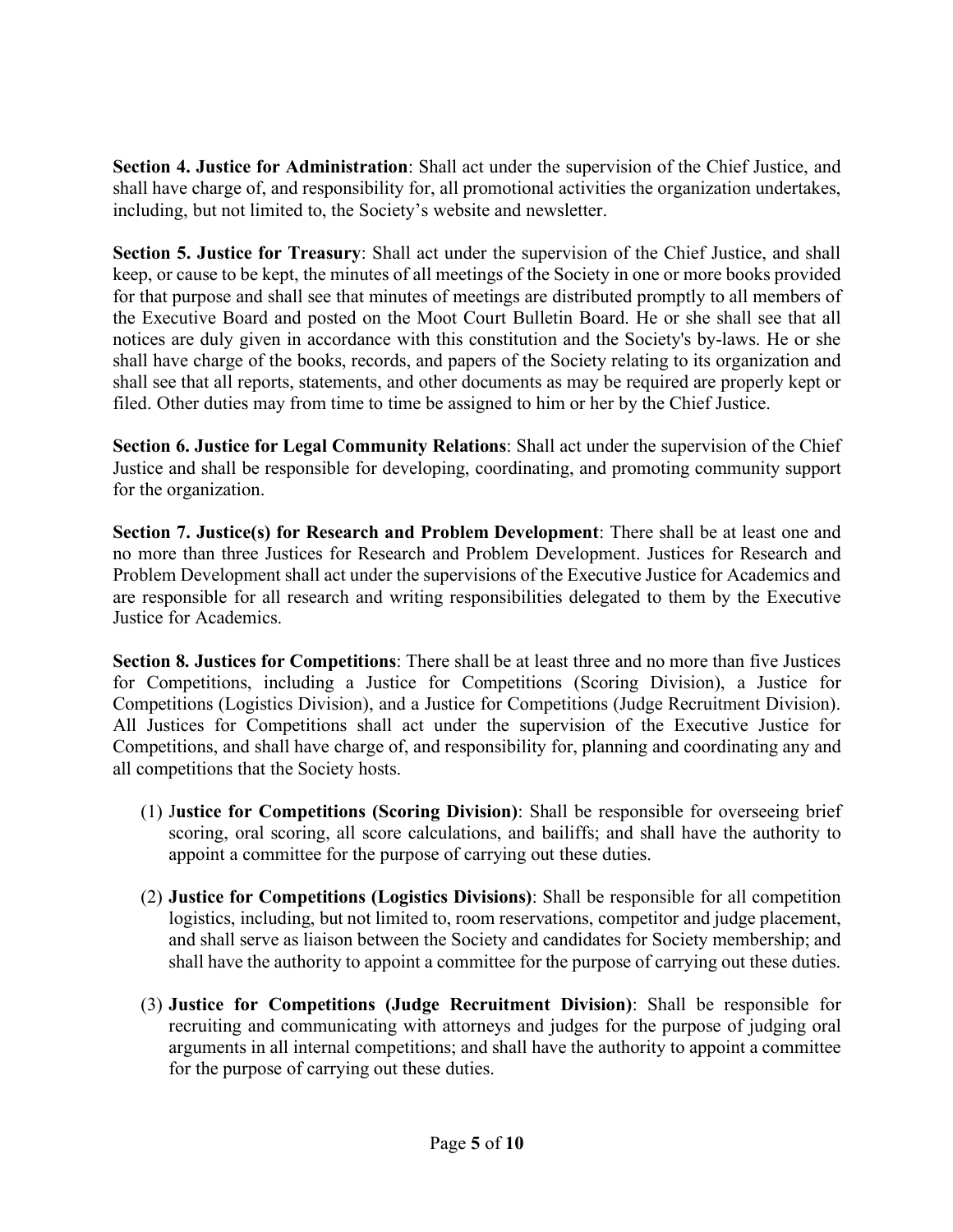**Section 4. Justice for Administration**: Shall act under the supervision of the Chief Justice, and shall have charge of, and responsibility for, all promotional activities the organization undertakes, including, but not limited to, the Society's website and newsletter.

**Section 5. Justice for Treasury**: Shall act under the supervision of the Chief Justice, and shall keep, or cause to be kept, the minutes of all meetings of the Society in one or more books provided for that purpose and shall see that minutes of meetings are distributed promptly to all members of the Executive Board and posted on the Moot Court Bulletin Board. He or she shall see that all notices are duly given in accordance with this constitution and the Society's by-laws. He or she shall have charge of the books, records, and papers of the Society relating to its organization and shall see that all reports, statements, and other documents as may be required are properly kept or filed. Other duties may from time to time be assigned to him or her by the Chief Justice.

**Section 6. Justice for Legal Community Relations**: Shall act under the supervision of the Chief Justice and shall be responsible for developing, coordinating, and promoting community support for the organization.

**Section 7. Justice(s) for Research and Problem Development**: There shall be at least one and no more than three Justices for Research and Problem Development. Justices for Research and Problem Development shall act under the supervisions of the Executive Justice for Academics and are responsible for all research and writing responsibilities delegated to them by the Executive Justice for Academics.

**Section 8. Justices for Competitions**: There shall be at least three and no more than five Justices for Competitions, including a Justice for Competitions (Scoring Division), a Justice for Competitions (Logistics Division), and a Justice for Competitions (Judge Recruitment Division). All Justices for Competitions shall act under the supervision of the Executive Justice for Competitions, and shall have charge of, and responsibility for, planning and coordinating any and all competitions that the Society hosts.

(1) **Justice for Competitions (Scoring Division)**: Shall be responsible for overseeing brief scoring, oral scoring, all score calculations, and bailiffs; and shall have the authority to appoint a committee for the purpose of carrying out these duties.

(2) **Justice for Competitions (Logistics Divisions)**: Shall be responsible for all competition logistics, including, but not limited to, room reservations, competitor and judge placement, and shall serve as liaison between the Society and candidates for Society membership; and shall have the authority to appoint a committee for the purpose of carrying out these duties.

(3) **Justice for Competitions (Judge Recruitment Division)**: Shall be responsible for recruiting and communicating with attorneys and judges for the purpose of judging oral arguments in all internal competitions; and shall have the authority to appoint a committee for the purpose of carrying out these duties.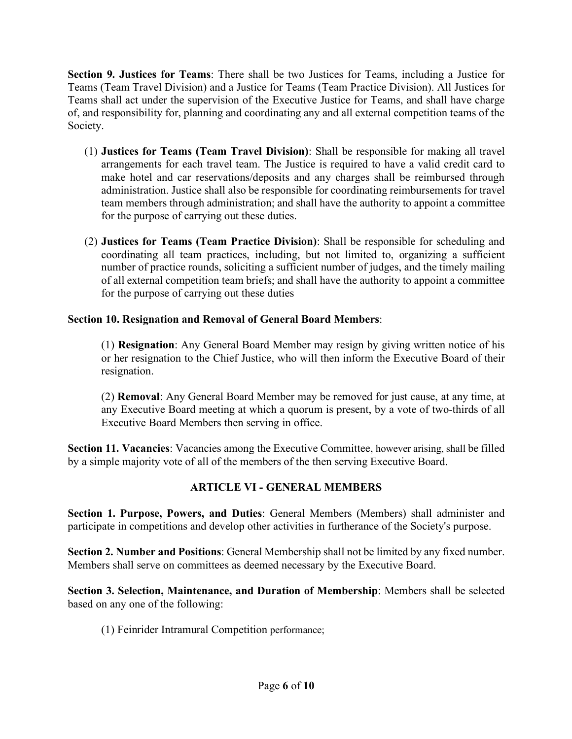**Section 9. Justices for Teams**: There shall be two Justices for Teams, including a Justice for Teams (Team Travel Division) and a Justice for Teams (Team Practice Division). All Justices for Teams shall act under the supervision of the Executive Justice for Teams, and shall have charge of, and responsibility for, planning and coordinating any and all external competition teams of the Society.

(1) **Justices for Teams (Team Travel Division)**: Shall be responsible for making all travel arrangements for each travel team. The Justice is required to have a valid credit card to make hotel and car reservations/deposits and any charges shall be reimbursed through administration. Justice shall also be responsible for coordinating reimbursements for travel team members through administration; and shall have the authority to appoint a committee for the purpose of carrying out these duties.

(2) **Justices for Teams (Team Practice Division)**: Shall be responsible for scheduling and coordinating all team practices, including, but not limited to, organizing a sufficient number of practice rounds, soliciting a sufficient number of judges, and the timely mailing of all external competition team briefs; and shall have the authority to appoint a committee for the purpose of carrying out these duties

**Section 10. Resignation and Removal of General Board Members**:

(1) **Resignation**: Any General Board Member may resign by giving written notice of his or her resignation to the Chief Justice, who will then inform the Executive Board of their resignation.

(2) **Removal**: Any General Board Member may be removed for just cause, at any time, at any Executive Board meeting at which a quorum is present, by a vote of two-thirds of all Executive Board Members then serving in office.

**Section 11. Vacancies**: Vacancies among the Executive Committee, however arising, shall be filled by a simple majority vote of all of the members of the then serving Executive Board.

## ARTICLE VI - GENERAL MEMBERS

**Section 1. Purpose, Powers, and Duties**: General Members (Members) shall administer and participate in competitions and develop other activities in furtherance of the Society's purpose.

**Section 2. Number and Positions**: General Membership shall not be limited by any fixed number. Members shall serve on committees as deemed necessary by the Executive Board.

**Section 3. Selection, Maintenance, and Duration of Membership**: Members shall be selected based on any one of the following:

(1) Feinrider Intramural Competition performance;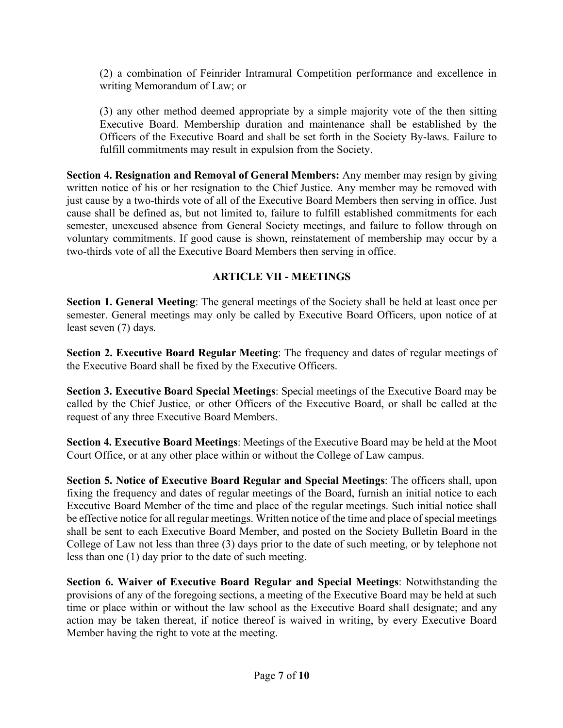(2) a combination of Feinrider Intramural Competition performance and excellence in writing Memorandum of Law; or

(3) any other method deemed appropriate by a simple majority vote of the then sitting Executive Board. Membership duration and maintenance shall be established by the Officers of the Executive Board and shall be set forth in the Society By-laws. Failure to fulfill commitments may result in expulsion from the Society.

**Section 4. Resignation and Removal of General Members:** Any member may resign by giving written notice of his or her resignation to the Chief Justice. Any member may be removed with just cause by a two-thirds vote of all of the Executive Board Members then serving in office. Just cause shall be defined as, but not limited to, failure to fulfill established commitments for each semester, unexcused absence from General Society meetings, and failure to follow through on voluntary commitments. If good cause is shown, reinstatement of membership may occur by a two-thirds vote of all the Executive Board Members then serving in office.

## ARTICLE VII - MEETINGS

**Section 1. General Meeting**: The general meetings of the Society shall be held at least once per semester. General meetings may only be called by Executive Board Officers, upon notice of at least seven (7) days.

**Section 2. Executive Board Regular Meeting**: The frequency and dates of regular meetings of the Executive Board shall be fixed by the Executive Officers.

**Section 3. Executive Board Special Meetings**: Special meetings of the Executive Board may be called by the Chief Justice, or other Officers of the Executive Board, or shall be called at the request of any three Executive Board Members.

**Section 4. Executive Board Meetings**: Meetings of the Executive Board may be held at the Moot Court Office, or at any other place within or without the College of Law campus.

**Section 5. Notice of Executive Board Regular and Special Meetings**: The officers shall, upon fixing the frequency and dates of regular meetings of the Board, furnish an initial notice to each Executive Board Member of the time and place of the regular meetings. Such initial notice shall be effective notice for all regular meetings. Written notice of the time and place of special meetings shall be sent to each Executive Board Member, and posted on the Society Bulletin Board in the College of Law not less than three (3) days prior to the date of such meeting, or by telephone not less than one (1) day prior to the date of such meeting.

**Section 6. Waiver of Executive Board Regular and Special Meetings**: Notwithstanding the provisions of any of the foregoing sections, a meeting of the Executive Board may be held at such time or place within or without the law school as the Executive Board shall designate; and any action may be taken thereat, if notice thereof is waived in writing, by every Executive Board Member having the right to vote at the meeting.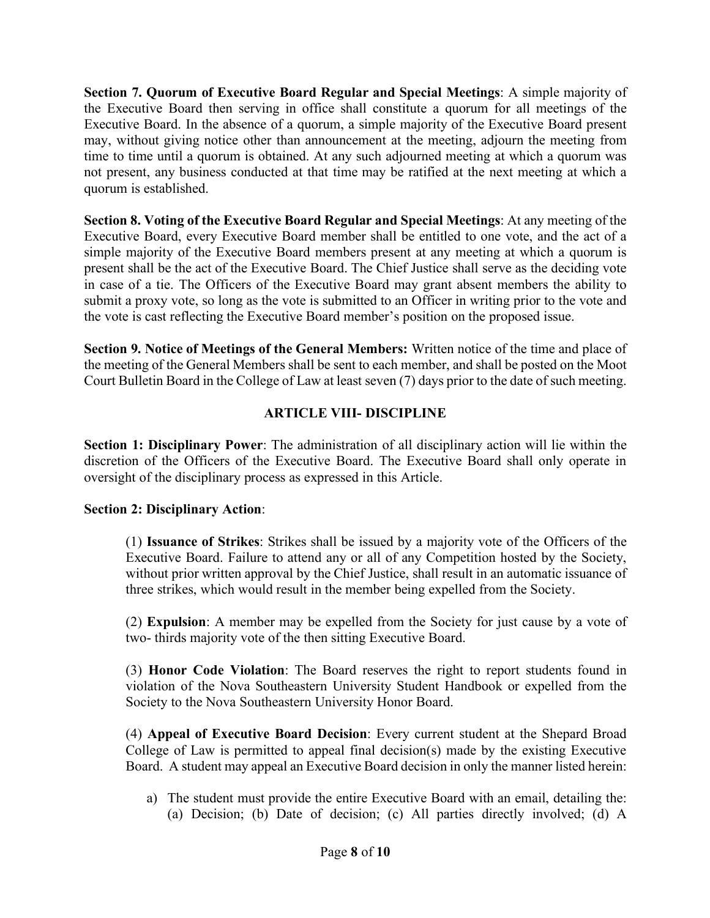**Section 7. Quorum of Executive Board Regular and Special Meetings**: A simple majority of the Executive Board then serving in office shall constitute a quorum for all meetings of the Executive Board. In the absence of a quorum, a simple majority of the Executive Board present may, without giving notice other than announcement at the meeting, adjourn the meeting from time to time until a quorum is obtained. At any such adjourned meeting at which a quorum was not present, any business conducted at that time may be ratified at the next meeting at which a quorum is established.

**Section 8. Voting of the Executive Board Regular and Special Meetings**: At any meeting of the Executive Board, every Executive Board member shall be entitled to one vote, and the act of a simple majority of the Executive Board members present at any meeting at which a quorum is present shall be the act of the Executive Board. The Chief Justice shall serve as the deciding vote in case of a tie. The Officers of the Executive Board may grant absent members the ability to submit a proxy vote, so long as the vote is submitted to an Officer in writing prior to the vote and the vote is cast reflecting the Executive Board member's position on the proposed issue.

**Section 9. Notice of Meetings of the General Members:** Written notice of the time and place of the meeting of the General Members shall be sent to each member, and shall be posted on the Moot Court Bulletin Board in the College of Law at least seven (7) days prior to the date of such meeting.

## ARTICLE VIII- DISCIPLINE

**Section 1: Disciplinary Power**: The administration of all disciplinary action will lie within the discretion of the Officers of the Executive Board. The Executive Board shall only operate in oversight of the disciplinary process as expressed in this Article.

**Section 2: Disciplinary Action**:

(1) **Issuance of Strikes**: Strikes shall be issued by a majority vote of the Officers of the Executive Board. Failure to attend any or all of any Competition hosted by the Society, without prior written approval by the Chief Justice, shall result in an automatic issuance of three strikes, which would result in the member being expelled from the Society.

(2) **Expulsion**: A member may be expelled from the Society for just cause by a vote of two- thirds majority vote of the then sitting Executive Board.

(3) **Honor Code Violation**: The Board reserves the right to report students found in violation of the Nova Southeastern University Student Handbook or expelled from the Society to the Nova Southeastern University Honor Board.

(4) **Appeal of Executive Board Decision**: Every current student at the Shepard Broad College of Law is permitted to appeal final decision(s) made by the existing Executive Board. A student may appeal an Executive Board decision in only the manner listed herein:

a) The student must provide the entire Executive Board with an email, detailing the: (a) Decision; (b) Date of decision; (c) All parties directly involved; (d) A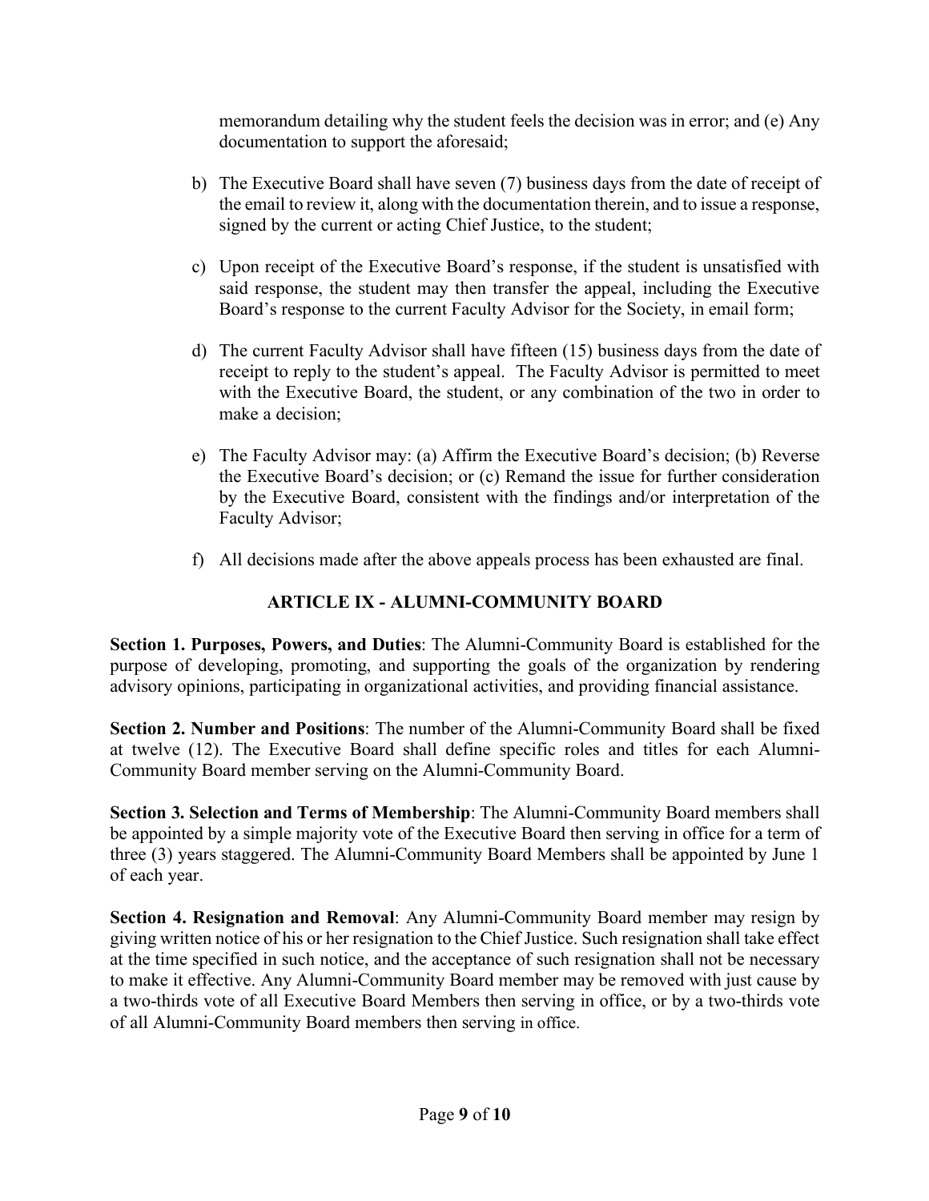memorandum detailing why the student feels the decision was in error; and (e) Any documentation to support the aforesaid;

b) The Executive Board shall have seven (7) business days from the date of receipt of the email to review it, along with the documentation therein, and to issue a response, signed by the current or acting Chief Justice, to the student;

c) Upon receipt of the Executive Board's response, if the student is unsatisfied with said response, the student may then transfer the appeal, including the Executive Board's response to the current Faculty Advisor for the Society, in email form;

d) The current Faculty Advisor shall have fifteen (15) business days from the date of receipt to reply to the student's appeal. The Faculty Advisor is permitted to meet with the Executive Board, the student, or any combination of the two in order to make a decision;

e) The Faculty Advisor may: (a) Affirm the Executive Board's decision; (b) Reverse the Executive Board's decision; or (c) Remand the issue for further consideration by the Executive Board, consistent with the findings and/or interpretation of the Faculty Advisor;

f) All decisions made after the above appeals process has been exhausted are final.

## ARTICLE IX - ALUMNI-COMMUNITY BOARD

**Section 1. Purposes, Powers, and Duties**: The Alumni-Community Board is established for the purpose of developing, promoting, and supporting the goals of the organization by rendering advisory opinions, participating in organizational activities, and providing financial assistance.

**Section 2. Number and Positions**: The number of the Alumni-Community Board shall be fixed at twelve (12). The Executive Board shall define specific roles and titles for each Alumni-Community Board member serving on the Alumni-Community Board.

**Section 3. Selection and Terms of Membership**: The Alumni-Community Board members shall be appointed by a simple majority vote of the Executive Board then serving in office for a term of three (3) years staggered. The Alumni-Community Board Members shall be appointed by June 1 of each year.

**Section 4. Resignation and Removal**: Any Alumni-Community Board member may resign by giving written notice of his or her resignation to the Chief Justice. Such resignation shall take effect at the time specified in such notice, and the acceptance of such resignation shall not be necessary to make it effective. Any Alumni-Community Board member may be removed with just cause by a two-thirds vote of all Executive Board Members then serving in office, or by a two-thirds vote of all Alumni-Community Board members then serving in office.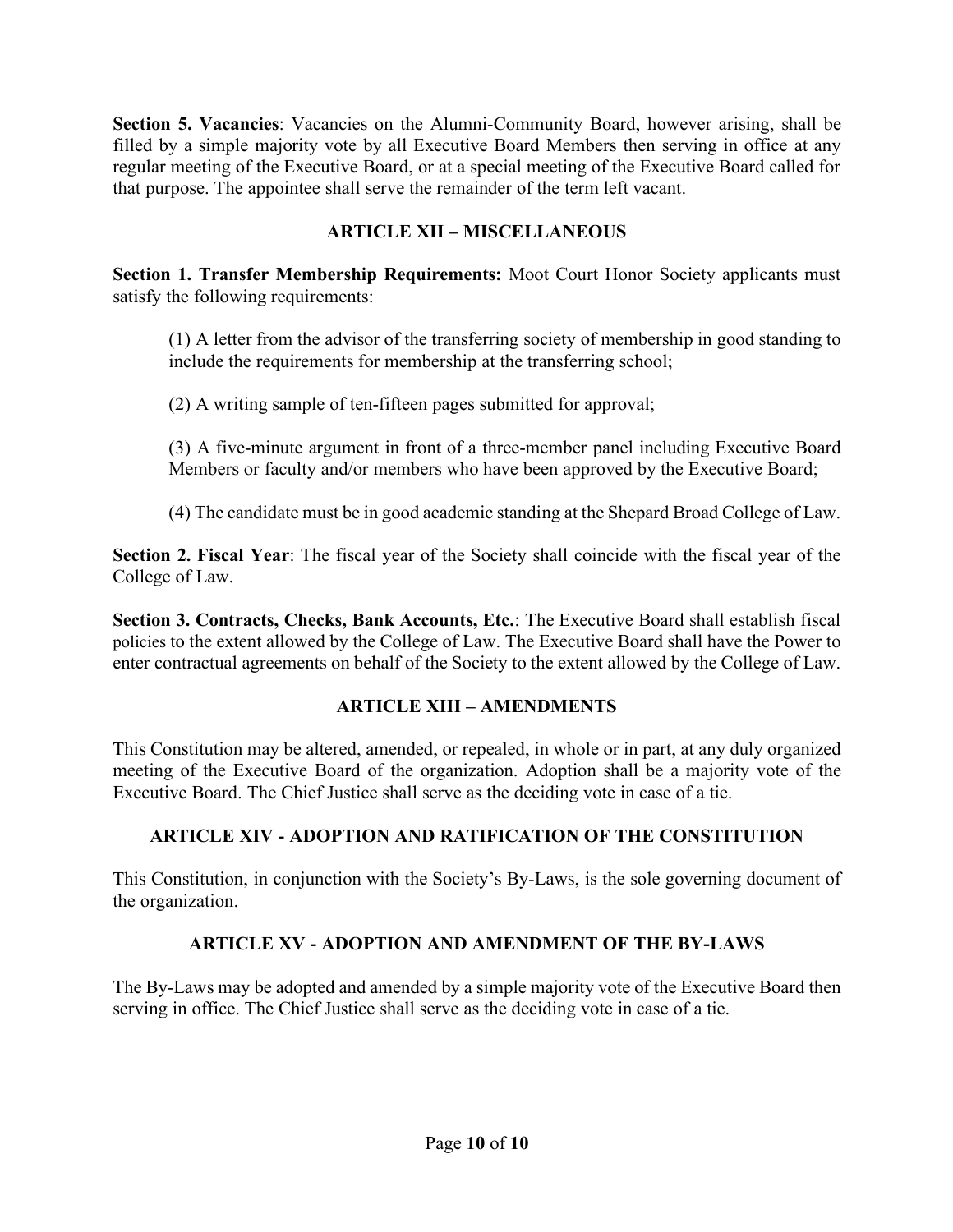**Section 5. Vacancies**: Vacancies on the Alumni-Community Board, however arising, shall be filled by a simple majority vote by all Executive Board Members then serving in office at any regular meeting of the Executive Board, or at a special meeting of the Executive Board called for that purpose. The appointee shall serve the remainder of the term left vacant.

## ARTICLE XII – MISCELLANEOUS

**Section 1. Transfer Membership Requirements:** Moot Court Honor Society applicants must satisfy the following requirements:

(1) A letter from the advisor of the transferring society of membership in good standing to include the requirements for membership at the transferring school;

(2) A writing sample of ten-fifteen pages submitted for approval;

(3) A five-minute argument in front of a three-member panel including Executive Board Members or faculty and/or members who have been approved by the Executive Board;

(4) The candidate must be in good academic standing at the Shepard Broad College of Law.

**Section 2. Fiscal Year**: The fiscal year of the Society shall coincide with the fiscal year of the College of Law.

**Section 3. Contracts, Checks, Bank Accounts, Etc.**: The Executive Board shall establish fiscal policies to the extent allowed by the College of Law. The Executive Board shall have the Power to enter contractual agreements on behalf of the Society to the extent allowed by the College of Law.

## ARTICLE XIII – AMENDMENTS

This Constitution may be altered, amended, or repealed, in whole or in part, at any duly organized meeting of the Executive Board of the organization. Adoption shall be a majority vote of the Executive Board. The Chief Justice shall serve as the deciding vote in case of a tie.

## ARTICLE XIV - ADOPTION AND RATIFICATION OF THE CONSTITUTION

This Constitution, in conjunction with the Society's By-Laws, is the sole governing document of the organization.

## ARTICLE XV - ADOPTION AND AMENDMENT OF THE BY-LAWS

The By-Laws may be adopted and amended by a simple majority vote of the Executive Board then serving in office. The Chief Justice shall serve as the deciding vote in case of a tie.